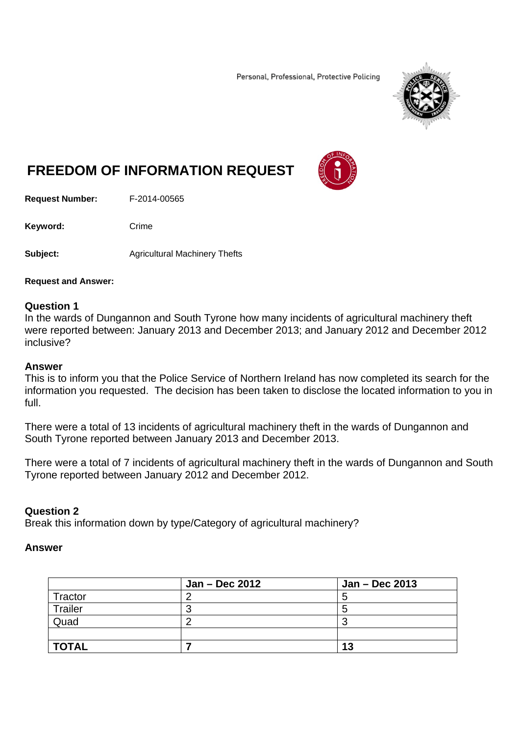Personal, Professional, Protective Policing

# FREEDOM OF INFORMATION REQUEST

**Request Number:** F-2014-00565

**Keyword:** Crime

**Subject:** Agricultural Machinery Thefts

**Request and Answer:**

### Question 1

In the wards of Dungannon and South Tyrone how many incidents of agricultural machinery theft were reported between: January 2013 and December 2013; and January 2012 and December 2012 inclusive?

### Answer

This is to inform you that the Police Service of Northern Ireland has now completed its search for the information you requested. The decision has been taken to disclose the located information to you in full.

There were a total of 13 incidents of agricultural machinery theft in the wards of Dungannon and South Tyrone reported between January 2013 and December 2013.

There were a total of 7 incidents of agricultural machinery theft in the wards of Dungannon and South Tyrone reported between January 2012 and December 2012.

### Question 2

Break this information down by type/Category of agricultural machinery?

### Answer

| | **Jan – Dec 2012** | **Jan – Dec 2013** |
|---|---|---|
| Tractor | 2 | 5 |
| Trailer | 3 | 5 |
| Quad | 2 | 3 |
| | | |
| **TOTAL** | **7** | **13** |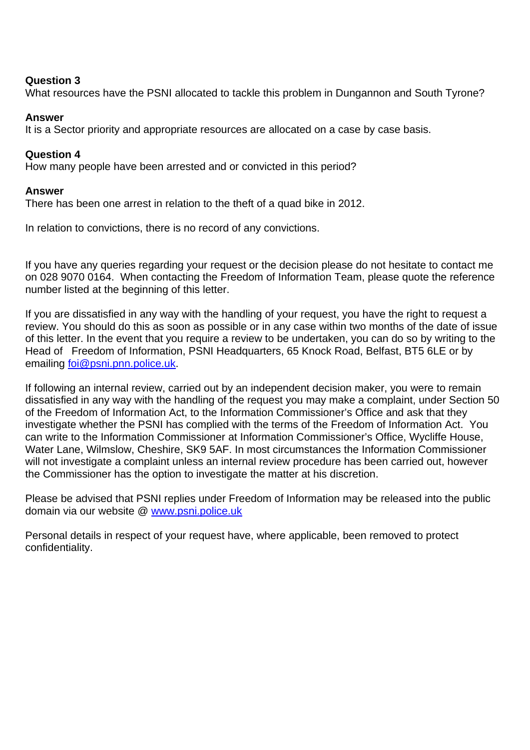**Question 3**
What resources have the PSNI allocated to tackle this problem in Dungannon and South Tyrone?

**Answer**
It is a Sector priority and appropriate resources are allocated on a case by case basis.

**Question 4**
How many people have been arrested and or convicted in this period?

**Answer**
There has been one arrest in relation to the theft of a quad bike in 2012.

In relation to convictions, there is no record of any convictions.

If you have any queries regarding your request or the decision please do not hesitate to contact me on 028 9070 0164. When contacting the Freedom of Information Team, please quote the reference number listed at the beginning of this letter.

If you are dissatisfied in any way with the handling of your request, you have the right to request a review. You should do this as soon as possible or in any case within two months of the date of issue of this letter. In the event that you require a review to be undertaken, you can do so by writing to the Head of Freedom of Information, PSNI Headquarters, 65 Knock Road, Belfast, BT5 6LE or by emailing [foi@psni.pnn.police.uk](mailto:foi@psni.pnn.police.uk).

If following an internal review, carried out by an independent decision maker, you were to remain dissatisfied in any way with the handling of the request you may make a complaint, under Section 50 of the Freedom of Information Act, to the Information Commissioner's Office and ask that they investigate whether the PSNI has complied with the terms of the Freedom of Information Act. You can write to the Information Commissioner at Information Commissioner's Office, Wycliffe House, Water Lane, Wilmslow, Cheshire, SK9 5AF. In most circumstances the Information Commissioner will not investigate a complaint unless an internal review procedure has been carried out, however the Commissioner has the option to investigate the matter at his discretion.

Please be advised that PSNI replies under Freedom of Information may be released into the public domain via our website @ [www.psni.police.uk](http://www.psni.police.uk)

Personal details in respect of your request have, where applicable, been removed to protect confidentiality.